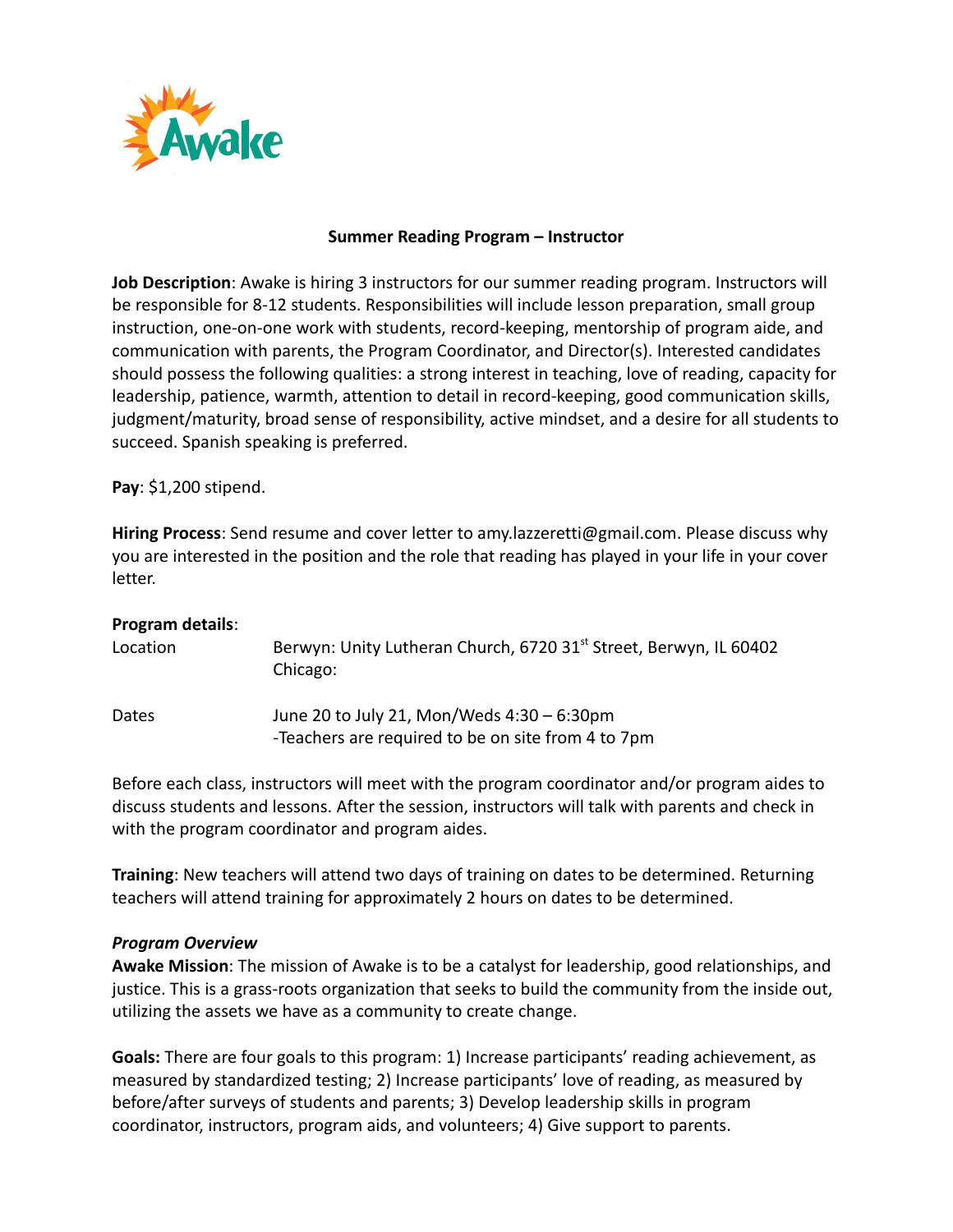Awake

## Summer Reading Program – Instructor

**Job Description**: Awake is hiring 3 instructors for our summer reading program. Instructors will be responsible for 8-12 students. Responsibilities will include lesson preparation, small group instruction, one-on-one work with students, record-keeping, mentorship of program aide, and communication with parents, the Program Coordinator, and Director(s). Interested candidates should possess the following qualities: a strong interest in teaching, love of reading, capacity for leadership, patience, warmth, attention to detail in record-keeping, good communication skills, judgment/maturity, broad sense of responsibility, active mindset, and a desire for all students to succeed. Spanish speaking is preferred.

**Pay**: $1,200 stipend.

**Hiring Process**: Send resume and cover letter to amy.lazzeretti@gmail.com. Please discuss why you are interested in the position and the role that reading has played in your life in your cover letter.

**Program details**:

| | |
|---|---|
| Location | Berwyn: Unity Lutheran Church, 6720 31st Street, Berwyn, IL 60402<br>Chicago: |
| Dates | June 20 to July 21, Mon/Weds 4:30 – 6:30pm<br>-Teachers are required to be on site from 4 to 7pm |

Before each class, instructors will meet with the program coordinator and/or program aides to discuss students and lessons. After the session, instructors will talk with parents and check in with the program coordinator and program aides.

**Training**: New teachers will attend two days of training on dates to be determined. Returning teachers will attend training for approximately 2 hours on dates to be determined.

***Program Overview***

**Awake Mission**: The mission of Awake is to be a catalyst for leadership, good relationships, and justice. This is a grass-roots organization that seeks to build the community from the inside out, utilizing the assets we have as a community to create change.

**Goals:** There are four goals to this program: 1) Increase participants' reading achievement, as measured by standardized testing; 2) Increase participants' love of reading, as measured by before/after surveys of students and parents; 3) Develop leadership skills in program coordinator, instructors, program aids, and volunteers; 4) Give support to parents.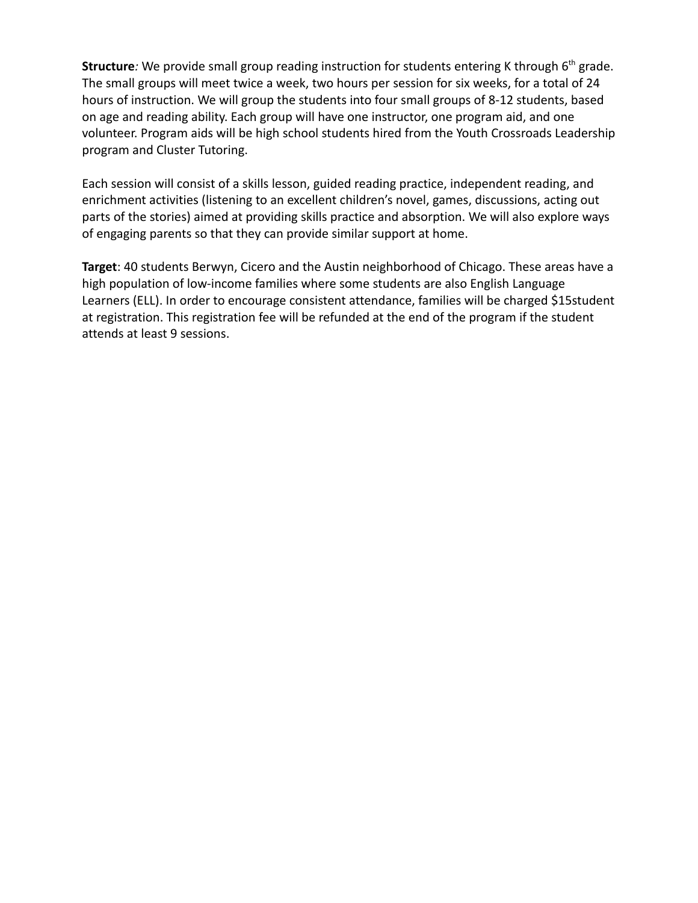**Structure***:* We provide small group reading instruction for students entering K through 6th grade. The small groups will meet twice a week, two hours per session for six weeks, for a total of 24 hours of instruction. We will group the students into four small groups of 8-12 students, based on age and reading ability. Each group will have one instructor, one program aid, and one volunteer. Program aids will be high school students hired from the Youth Crossroads Leadership program and Cluster Tutoring.

Each session will consist of a skills lesson, guided reading practice, independent reading, and enrichment activities (listening to an excellent children's novel, games, discussions, acting out parts of the stories) aimed at providing skills practice and absorption. We will also explore ways of engaging parents so that they can provide similar support at home.

**Target**: 40 students Berwyn, Cicero and the Austin neighborhood of Chicago. These areas have a high population of low-income families where some students are also English Language Learners (ELL). In order to encourage consistent attendance, families will be charged $15student at registration. This registration fee will be refunded at the end of the program if the student attends at least 9 sessions.